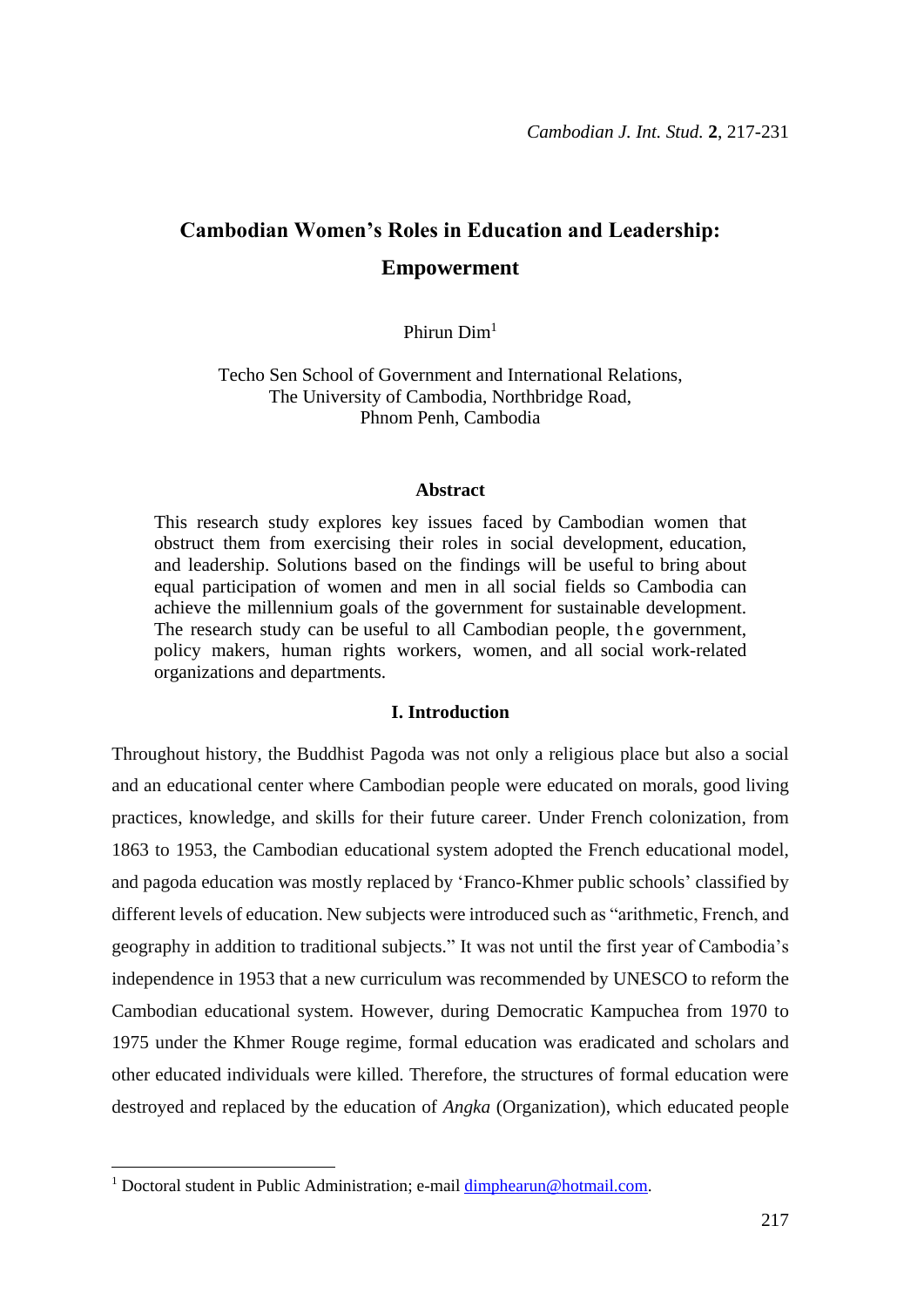# Cambodian Women's Roles in Education and Leadership: Empowerment

Phirun Dim[1]

Techo Sen School of Government and International Relations,
The University of Cambodia, Northbridge Road,
Phnom Penh, Cambodia

### Abstract

This research study explores key issues faced by Cambodian women that obstruct them from exercising their roles in social development, education, and leadership. Solutions based on the findings will be useful to bring about equal participation of women and men in all social fields so Cambodia can achieve the millennium goals of the government for sustainable development. The research study can be useful to all Cambodian people, the government, policy makers, human rights workers, women, and all social work-related organizations and departments.

## I. Introduction

Throughout history, the Buddhist Pagoda was not only a religious place but also a social and an educational center where Cambodian people were educated on morals, good living practices, knowledge, and skills for their future career. Under French colonization, from 1863 to 1953, the Cambodian educational system adopted the French educational model, and pagoda education was mostly replaced by 'Franco-Khmer public schools' classified by different levels of education. New subjects were introduced such as "arithmetic, French, and geography in addition to traditional subjects." It was not until the first year of Cambodia's independence in 1953 that a new curriculum was recommended by UNESCO to reform the Cambodian educational system. However, during Democratic Kampuchea from 1970 to 1975 under the Khmer Rouge regime, formal education was eradicated and scholars and other educated individuals were killed. Therefore, the structures of formal education were destroyed and replaced by the education of *Angka* (Organization), which educated people

[1] Doctoral student in Public Administration; e-mail dimphearun@hotmail.com.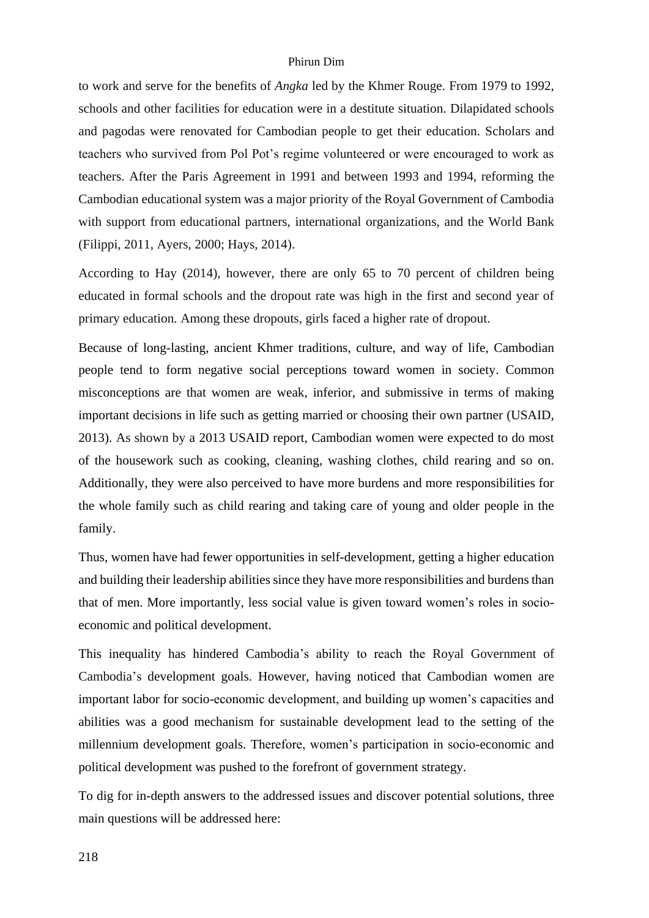to work and serve for the benefits of *Angka* led by the Khmer Rouge. From 1979 to 1992, schools and other facilities for education were in a destitute situation. Dilapidated schools and pagodas were renovated for Cambodian people to get their education. Scholars and teachers who survived from Pol Pot's regime volunteered or were encouraged to work as teachers. After the Paris Agreement in 1991 and between 1993 and 1994, reforming the Cambodian educational system was a major priority of the Royal Government of Cambodia with support from educational partners, international organizations, and the World Bank (Filippi, 2011, Ayers, 2000; Hays, 2014).

According to Hay (2014), however, there are only 65 to 70 percent of children being educated in formal schools and the dropout rate was high in the first and second year of primary education. Among these dropouts, girls faced a higher rate of dropout.

Because of long-lasting, ancient Khmer traditions, culture, and way of life, Cambodian people tend to form negative social perceptions toward women in society. Common misconceptions are that women are weak, inferior, and submissive in terms of making important decisions in life such as getting married or choosing their own partner (USAID, 2013). As shown by a 2013 USAID report, Cambodian women were expected to do most of the housework such as cooking, cleaning, washing clothes, child rearing and so on. Additionally, they were also perceived to have more burdens and more responsibilities for the whole family such as child rearing and taking care of young and older people in the family.

Thus, women have had fewer opportunities in self-development, getting a higher education and building their leadership abilities since they have more responsibilities and burdens than that of men. More importantly, less social value is given toward women's roles in socio-economic and political development.

This inequality has hindered Cambodia's ability to reach the Royal Government of Cambodia's development goals. However, having noticed that Cambodian women are important labor for socio-economic development, and building up women's capacities and abilities was a good mechanism for sustainable development lead to the setting of the millennium development goals. Therefore, women's participation in socio-economic and political development was pushed to the forefront of government strategy.

To dig for in-depth answers to the addressed issues and discover potential solutions, three main questions will be addressed here: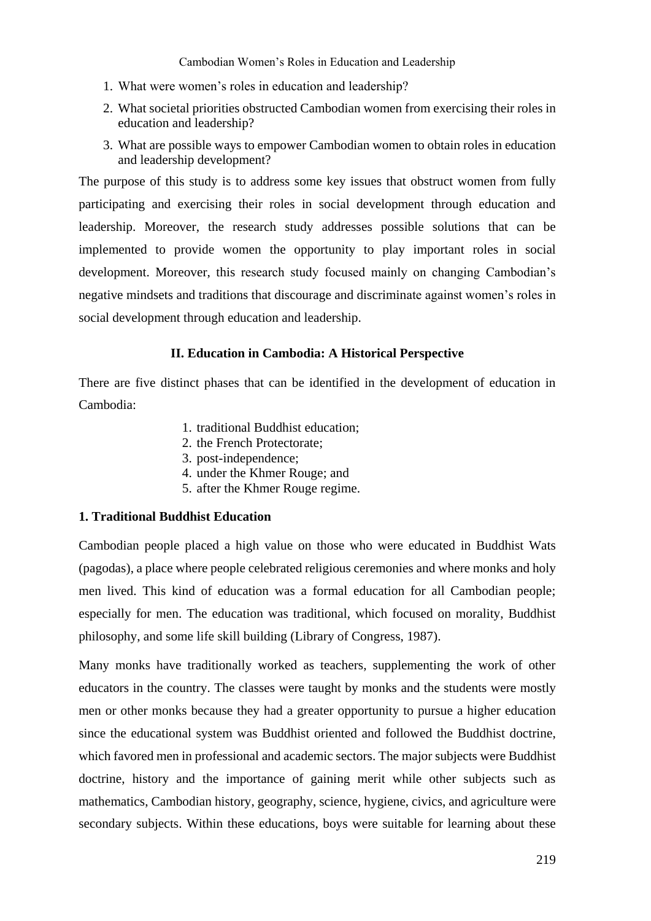1. What were women's roles in education and leadership?
2. What societal priorities obstructed Cambodian women from exercising their roles in education and leadership?
3. What are possible ways to empower Cambodian women to obtain roles in education and leadership development?

The purpose of this study is to address some key issues that obstruct women from fully participating and exercising their roles in social development through education and leadership. Moreover, the research study addresses possible solutions that can be implemented to provide women the opportunity to play important roles in social development. Moreover, this research study focused mainly on changing Cambodian's negative mindsets and traditions that discourage and discriminate against women's roles in social development through education and leadership.

## II. Education in Cambodia: A Historical Perspective

There are five distinct phases that can be identified in the development of education in Cambodia:

1. traditional Buddhist education;
2. the French Protectorate;
3. post-independence;
4. under the Khmer Rouge; and
5. after the Khmer Rouge regime.

### 1. Traditional Buddhist Education

Cambodian people placed a high value on those who were educated in Buddhist Wats (pagodas), a place where people celebrated religious ceremonies and where monks and holy men lived. This kind of education was a formal education for all Cambodian people; especially for men. The education was traditional, which focused on morality, Buddhist philosophy, and some life skill building (Library of Congress, 1987).

Many monks have traditionally worked as teachers, supplementing the work of other educators in the country. The classes were taught by monks and the students were mostly men or other monks because they had a greater opportunity to pursue a higher education since the educational system was Buddhist oriented and followed the Buddhist doctrine, which favored men in professional and academic sectors. The major subjects were Buddhist doctrine, history and the importance of gaining merit while other subjects such as mathematics, Cambodian history, geography, science, hygiene, civics, and agriculture were secondary subjects. Within these educations, boys were suitable for learning about these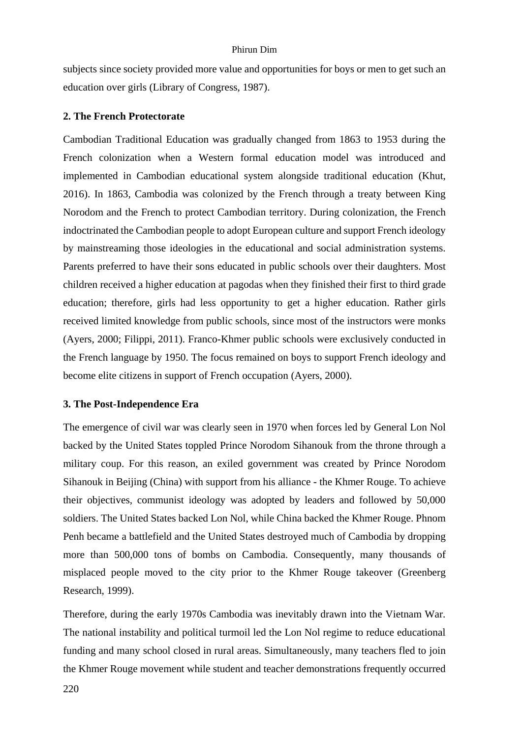subjects since society provided more value and opportunities for boys or men to get such an education over girls (Library of Congress, 1987).

### 2. The French Protectorate

Cambodian Traditional Education was gradually changed from 1863 to 1953 during the French colonization when a Western formal education model was introduced and implemented in Cambodian educational system alongside traditional education (Khut, 2016). In 1863, Cambodia was colonized by the French through a treaty between King Norodom and the French to protect Cambodian territory. During colonization, the French indoctrinated the Cambodian people to adopt European culture and support French ideology by mainstreaming those ideologies in the educational and social administration systems. Parents preferred to have their sons educated in public schools over their daughters. Most children received a higher education at pagodas when they finished their first to third grade education; therefore, girls had less opportunity to get a higher education. Rather girls received limited knowledge from public schools, since most of the instructors were monks (Ayers, 2000; Filippi, 2011). Franco-Khmer public schools were exclusively conducted in the French language by 1950. The focus remained on boys to support French ideology and become elite citizens in support of French occupation (Ayers, 2000).

### 3. The Post-Independence Era

The emergence of civil war was clearly seen in 1970 when forces led by General Lon Nol backed by the United States toppled Prince Norodom Sihanouk from the throne through a military coup. For this reason, an exiled government was created by Prince Norodom Sihanouk in Beijing (China) with support from his alliance - the Khmer Rouge. To achieve their objectives, communist ideology was adopted by leaders and followed by 50,000 soldiers. The United States backed Lon Nol, while China backed the Khmer Rouge. Phnom Penh became a battlefield and the United States destroyed much of Cambodia by dropping more than 500,000 tons of bombs on Cambodia. Consequently, many thousands of misplaced people moved to the city prior to the Khmer Rouge takeover (Greenberg Research, 1999).

Therefore, during the early 1970s Cambodia was inevitably drawn into the Vietnam War. The national instability and political turmoil led the Lon Nol regime to reduce educational funding and many school closed in rural areas. Simultaneously, many teachers fled to join the Khmer Rouge movement while student and teacher demonstrations frequently occurred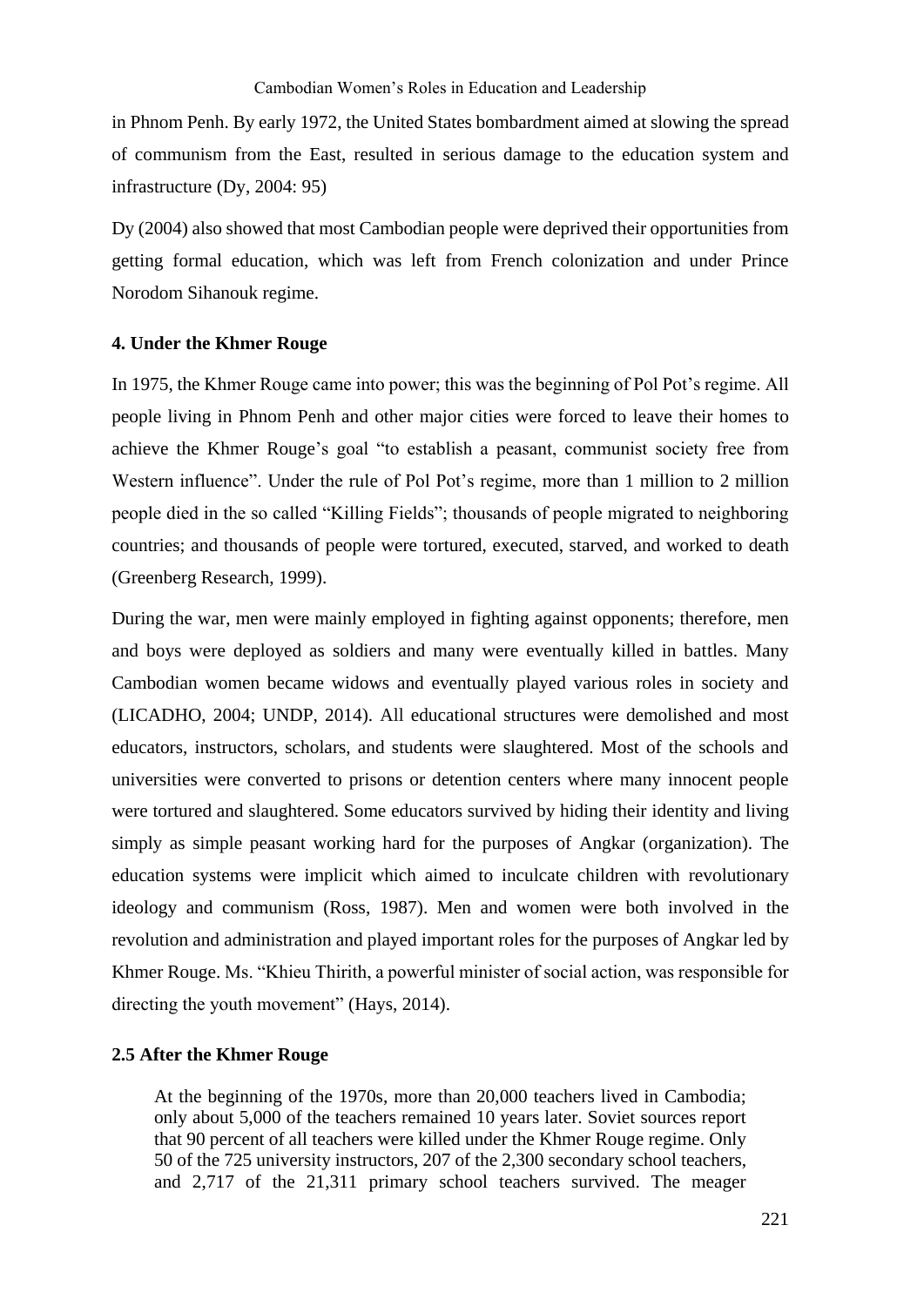in Phnom Penh. By early 1972, the United States bombardment aimed at slowing the spread of communism from the East, resulted in serious damage to the education system and infrastructure (Dy, 2004: 95)

Dy (2004) also showed that most Cambodian people were deprived their opportunities from getting formal education, which was left from French colonization and under Prince Norodom Sihanouk regime.

**4. Under the Khmer Rouge**

In 1975, the Khmer Rouge came into power; this was the beginning of Pol Pot's regime. All people living in Phnom Penh and other major cities were forced to leave their homes to achieve the Khmer Rouge's goal "to establish a peasant, communist society free from Western influence". Under the rule of Pol Pot's regime, more than 1 million to 2 million people died in the so called "Killing Fields"; thousands of people migrated to neighboring countries; and thousands of people were tortured, executed, starved, and worked to death (Greenberg Research, 1999).

During the war, men were mainly employed in fighting against opponents; therefore, men and boys were deployed as soldiers and many were eventually killed in battles. Many Cambodian women became widows and eventually played various roles in society and (LICADHO, 2004; UNDP, 2014). All educational structures were demolished and most educators, instructors, scholars, and students were slaughtered. Most of the schools and universities were converted to prisons or detention centers where many innocent people were tortured and slaughtered. Some educators survived by hiding their identity and living simply as simple peasant working hard for the purposes of Angkar (organization). The education systems were implicit which aimed to inculcate children with revolutionary ideology and communism (Ross, 1987). Men and women were both involved in the revolution and administration and played important roles for the purposes of Angkar led by Khmer Rouge. Ms. "Khieu Thirith, a powerful minister of social action, was responsible for directing the youth movement" (Hays, 2014).

**2.5 After the Khmer Rouge**

> At the beginning of the 1970s, more than 20,000 teachers lived in Cambodia; only about 5,000 of the teachers remained 10 years later. Soviet sources report that 90 percent of all teachers were killed under the Khmer Rouge regime. Only 50 of the 725 university instructors, 207 of the 2,300 secondary school teachers, and 2,717 of the 21,311 primary school teachers survived. The meager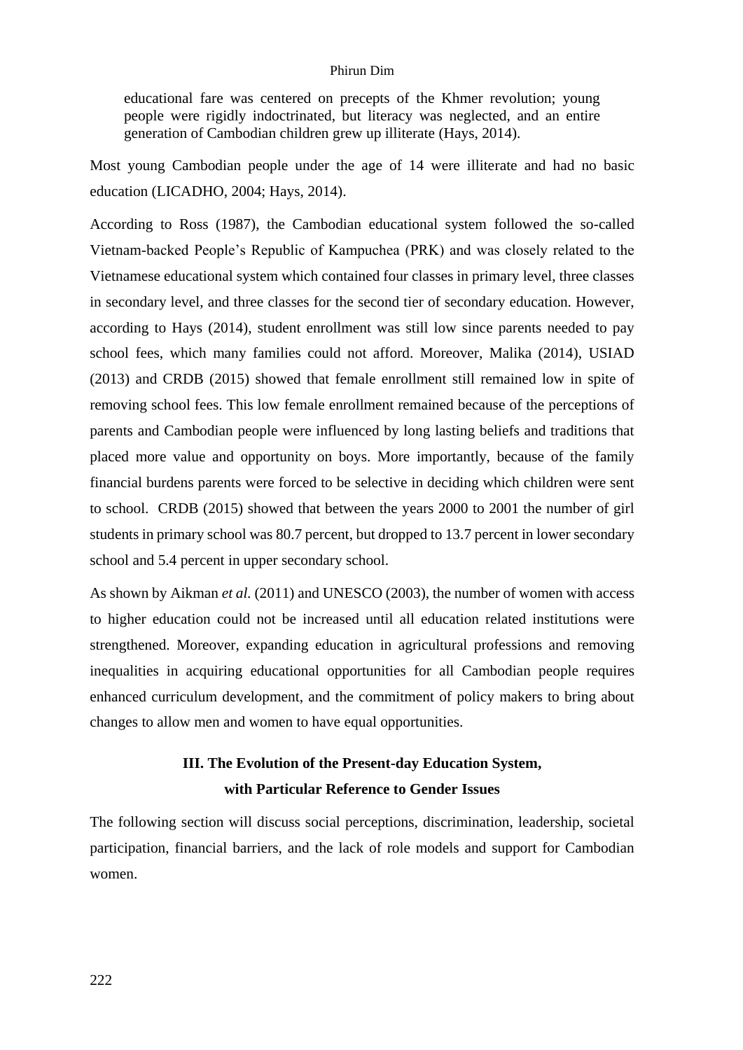> educational fare was centered on precepts of the Khmer revolution; young people were rigidly indoctrinated, but literacy was neglected, and an entire generation of Cambodian children grew up illiterate (Hays, 2014).

Most young Cambodian people under the age of 14 were illiterate and had no basic education (LICADHO, 2004; Hays, 2014).

According to Ross (1987), the Cambodian educational system followed the so-called Vietnam-backed People's Republic of Kampuchea (PRK) and was closely related to the Vietnamese educational system which contained four classes in primary level, three classes in secondary level, and three classes for the second tier of secondary education. However, according to Hays (2014), student enrollment was still low since parents needed to pay school fees, which many families could not afford. Moreover, Malika (2014), USIAD (2013) and CRDB (2015) showed that female enrollment still remained low in spite of removing school fees. This low female enrollment remained because of the perceptions of parents and Cambodian people were influenced by long lasting beliefs and traditions that placed more value and opportunity on boys. More importantly, because of the family financial burdens parents were forced to be selective in deciding which children were sent to school. CRDB (2015) showed that between the years 2000 to 2001 the number of girl students in primary school was 80.7 percent, but dropped to 13.7 percent in lower secondary school and 5.4 percent in upper secondary school.

As shown by Aikman *et al.* (2011) and UNESCO (2003), the number of women with access to higher education could not be increased until all education related institutions were strengthened. Moreover, expanding education in agricultural professions and removing inequalities in acquiring educational opportunities for all Cambodian people requires enhanced curriculum development, and the commitment of policy makers to bring about changes to allow men and women to have equal opportunities.

## III. The Evolution of the Present-day Education System, with Particular Reference to Gender Issues

The following section will discuss social perceptions, discrimination, leadership, societal participation, financial barriers, and the lack of role models and support for Cambodian women.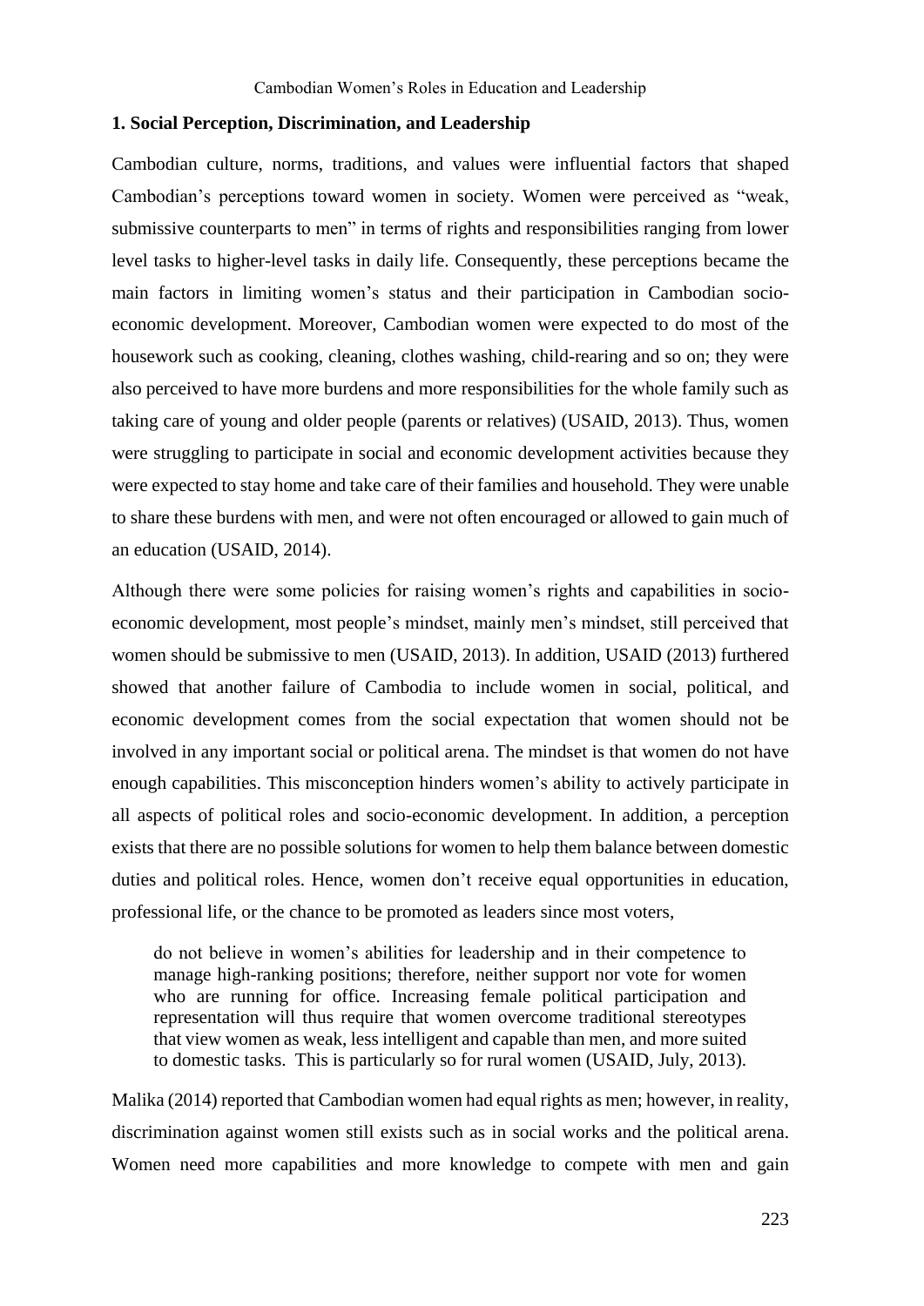### 1. Social Perception, Discrimination, and Leadership

Cambodian culture, norms, traditions, and values were influential factors that shaped Cambodian's perceptions toward women in society. Women were perceived as "weak, submissive counterparts to men" in terms of rights and responsibilities ranging from lower level tasks to higher-level tasks in daily life. Consequently, these perceptions became the main factors in limiting women's status and their participation in Cambodian socio-economic development. Moreover, Cambodian women were expected to do most of the housework such as cooking, cleaning, clothes washing, child-rearing and so on; they were also perceived to have more burdens and more responsibilities for the whole family such as taking care of young and older people (parents or relatives) (USAID, 2013). Thus, women were struggling to participate in social and economic development activities because they were expected to stay home and take care of their families and household. They were unable to share these burdens with men, and were not often encouraged or allowed to gain much of an education (USAID, 2014).

Although there were some policies for raising women's rights and capabilities in socio-economic development, most people's mindset, mainly men's mindset, still perceived that women should be submissive to men (USAID, 2013). In addition, USAID (2013) furthered showed that another failure of Cambodia to include women in social, political, and economic development comes from the social expectation that women should not be involved in any important social or political arena. The mindset is that women do not have enough capabilities. This misconception hinders women's ability to actively participate in all aspects of political roles and socio-economic development. In addition, a perception exists that there are no possible solutions for women to help them balance between domestic duties and political roles. Hence, women don't receive equal opportunities in education, professional life, or the chance to be promoted as leaders since most voters,

> do not believe in women's abilities for leadership and in their competence to manage high-ranking positions; therefore, neither support nor vote for women who are running for office. Increasing female political participation and representation will thus require that women overcome traditional stereotypes that view women as weak, less intelligent and capable than men, and more suited to domestic tasks. This is particularly so for rural women (USAID, July, 2013).

Malika (2014) reported that Cambodian women had equal rights as men; however, in reality, discrimination against women still exists such as in social works and the political arena. Women need more capabilities and more knowledge to compete with men and gain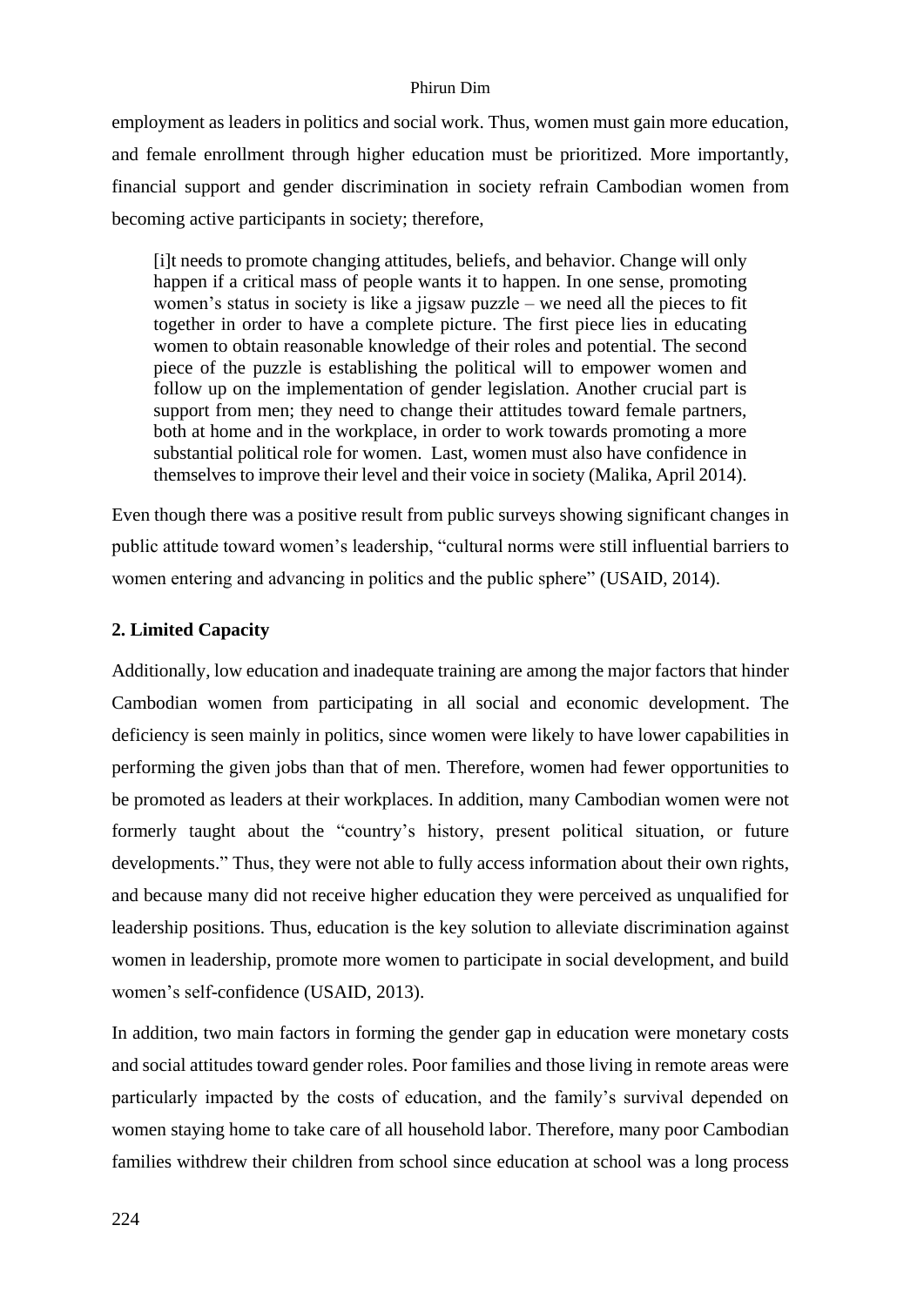employment as leaders in politics and social work. Thus, women must gain more education, and female enrollment through higher education must be prioritized. More importantly, financial support and gender discrimination in society refrain Cambodian women from becoming active participants in society; therefore,

> [i]t needs to promote changing attitudes, beliefs, and behavior. Change will only happen if a critical mass of people wants it to happen. In one sense, promoting women's status in society is like a jigsaw puzzle – we need all the pieces to fit together in order to have a complete picture. The first piece lies in educating women to obtain reasonable knowledge of their roles and potential. The second piece of the puzzle is establishing the political will to empower women and follow up on the implementation of gender legislation. Another crucial part is support from men; they need to change their attitudes toward female partners, both at home and in the workplace, in order to work towards promoting a more substantial political role for women. Last, women must also have confidence in themselves to improve their level and their voice in society (Malika, April 2014).

Even though there was a positive result from public surveys showing significant changes in public attitude toward women's leadership, "cultural norms were still influential barriers to women entering and advancing in politics and the public sphere" (USAID, 2014).

### 2. Limited Capacity

Additionally, low education and inadequate training are among the major factors that hinder Cambodian women from participating in all social and economic development. The deficiency is seen mainly in politics, since women were likely to have lower capabilities in performing the given jobs than that of men. Therefore, women had fewer opportunities to be promoted as leaders at their workplaces. In addition, many Cambodian women were not formerly taught about the "country's history, present political situation, or future developments." Thus, they were not able to fully access information about their own rights, and because many did not receive higher education they were perceived as unqualified for leadership positions. Thus, education is the key solution to alleviate discrimination against women in leadership, promote more women to participate in social development, and build women's self-confidence (USAID, 2013).

In addition, two main factors in forming the gender gap in education were monetary costs and social attitudes toward gender roles. Poor families and those living in remote areas were particularly impacted by the costs of education, and the family's survival depended on women staying home to take care of all household labor. Therefore, many poor Cambodian families withdrew their children from school since education at school was a long process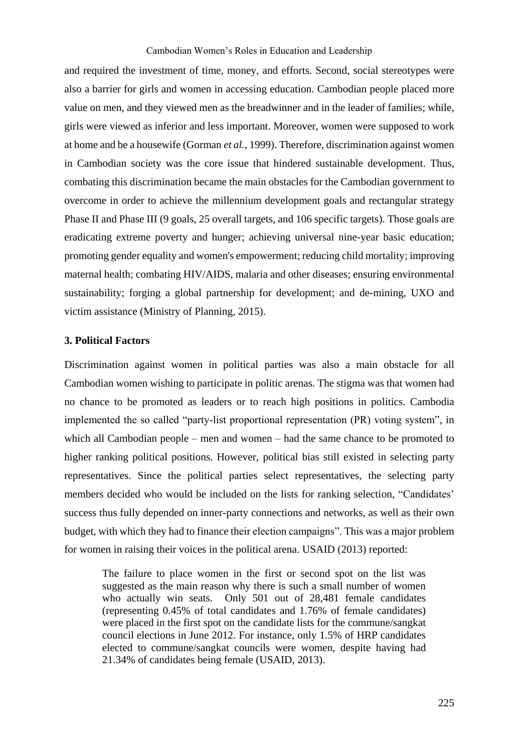and required the investment of time, money, and efforts. Second, social stereotypes were also a barrier for girls and women in accessing education. Cambodian people placed more value on men, and they viewed men as the breadwinner and in the leader of families; while, girls were viewed as inferior and less important. Moreover, women were supposed to work at home and be a housewife (Gorman *et al.*, 1999). Therefore, discrimination against women in Cambodian society was the core issue that hindered sustainable development. Thus, combating this discrimination became the main obstacles for the Cambodian government to overcome in order to achieve the millennium development goals and rectangular strategy Phase II and Phase III (9 goals, 25 overall targets, and 106 specific targets). Those goals are eradicating extreme poverty and hunger; achieving universal nine-year basic education; promoting gender equality and women's empowerment; reducing child mortality; improving maternal health; combating HIV/AIDS, malaria and other diseases; ensuring environmental sustainability; forging a global partnership for development; and de-mining, UXO and victim assistance (Ministry of Planning, 2015).

### 3. Political Factors

Discrimination against women in political parties was also a main obstacle for all Cambodian women wishing to participate in politic arenas. The stigma was that women had no chance to be promoted as leaders or to reach high positions in politics. Cambodia implemented the so called "party-list proportional representation (PR) voting system", in which all Cambodian people – men and women – had the same chance to be promoted to higher ranking political positions. However, political bias still existed in selecting party representatives. Since the political parties select representatives, the selecting party members decided who would be included on the lists for ranking selection, "Candidates' success thus fully depended on inner-party connections and networks, as well as their own budget, with which they had to finance their election campaigns". This was a major problem for women in raising their voices in the political arena. USAID (2013) reported:

> The failure to place women in the first or second spot on the list was suggested as the main reason why there is such a small number of women who actually win seats. Only 501 out of 28,481 female candidates (representing 0.45% of total candidates and 1.76% of female candidates) were placed in the first spot on the candidate lists for the commune/sangkat council elections in June 2012. For instance, only 1.5% of HRP candidates elected to commune/sangkat councils were women, despite having had 21.34% of candidates being female (USAID, 2013).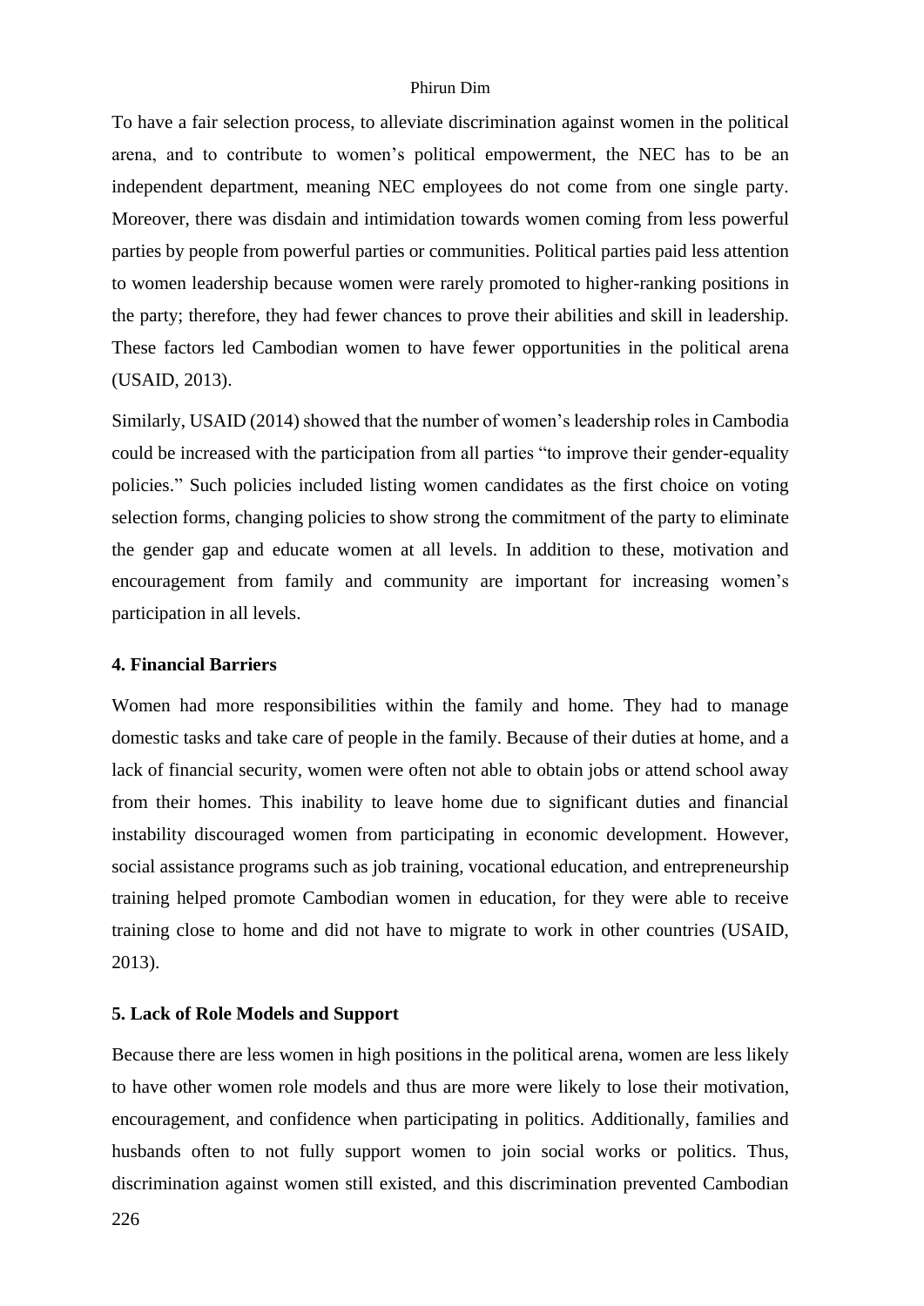To have a fair selection process, to alleviate discrimination against women in the political arena, and to contribute to women's political empowerment, the NEC has to be an independent department, meaning NEC employees do not come from one single party. Moreover, there was disdain and intimidation towards women coming from less powerful parties by people from powerful parties or communities. Political parties paid less attention to women leadership because women were rarely promoted to higher-ranking positions in the party; therefore, they had fewer chances to prove their abilities and skill in leadership. These factors led Cambodian women to have fewer opportunities in the political arena (USAID, 2013).

Similarly, USAID (2014) showed that the number of women's leadership roles in Cambodia could be increased with the participation from all parties "to improve their gender-equality policies." Such policies included listing women candidates as the first choice on voting selection forms, changing policies to show strong the commitment of the party to eliminate the gender gap and educate women at all levels. In addition to these, motivation and encouragement from family and community are important for increasing women's participation in all levels.

### 4. Financial Barriers

Women had more responsibilities within the family and home. They had to manage domestic tasks and take care of people in the family. Because of their duties at home, and a lack of financial security, women were often not able to obtain jobs or attend school away from their homes. This inability to leave home due to significant duties and financial instability discouraged women from participating in economic development. However, social assistance programs such as job training, vocational education, and entrepreneurship training helped promote Cambodian women in education, for they were able to receive training close to home and did not have to migrate to work in other countries (USAID, 2013).

### 5. Lack of Role Models and Support

Because there are less women in high positions in the political arena, women are less likely to have other women role models and thus are more were likely to lose their motivation, encouragement, and confidence when participating in politics. Additionally, families and husbands often to not fully support women to join social works or politics. Thus, discrimination against women still existed, and this discrimination prevented Cambodian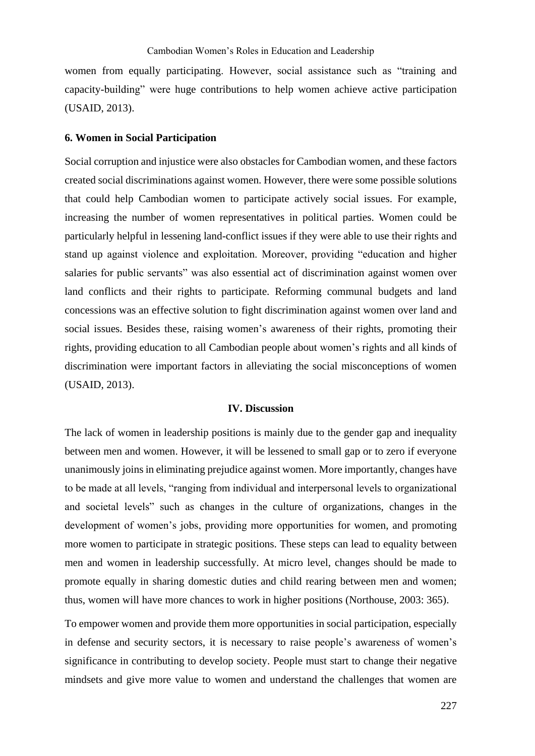women from equally participating. However, social assistance such as "training and capacity-building" were huge contributions to help women achieve active participation (USAID, 2013).

### 6. Women in Social Participation

Social corruption and injustice were also obstacles for Cambodian women, and these factors created social discriminations against women. However, there were some possible solutions that could help Cambodian women to participate actively social issues. For example, increasing the number of women representatives in political parties. Women could be particularly helpful in lessening land-conflict issues if they were able to use their rights and stand up against violence and exploitation. Moreover, providing "education and higher salaries for public servants" was also essential act of discrimination against women over land conflicts and their rights to participate. Reforming communal budgets and land concessions was an effective solution to fight discrimination against women over land and social issues. Besides these, raising women's awareness of their rights, promoting their rights, providing education to all Cambodian people about women's rights and all kinds of discrimination were important factors in alleviating the social misconceptions of women (USAID, 2013).

## IV. Discussion

The lack of women in leadership positions is mainly due to the gender gap and inequality between men and women. However, it will be lessened to small gap or to zero if everyone unanimously joins in eliminating prejudice against women. More importantly, changes have to be made at all levels, "ranging from individual and interpersonal levels to organizational and societal levels" such as changes in the culture of organizations, changes in the development of women's jobs, providing more opportunities for women, and promoting more women to participate in strategic positions. These steps can lead to equality between men and women in leadership successfully. At micro level, changes should be made to promote equally in sharing domestic duties and child rearing between men and women; thus, women will have more chances to work in higher positions (Northouse, 2003: 365).

To empower women and provide them more opportunities in social participation, especially in defense and security sectors, it is necessary to raise people's awareness of women's significance in contributing to develop society. People must start to change their negative mindsets and give more value to women and understand the challenges that women are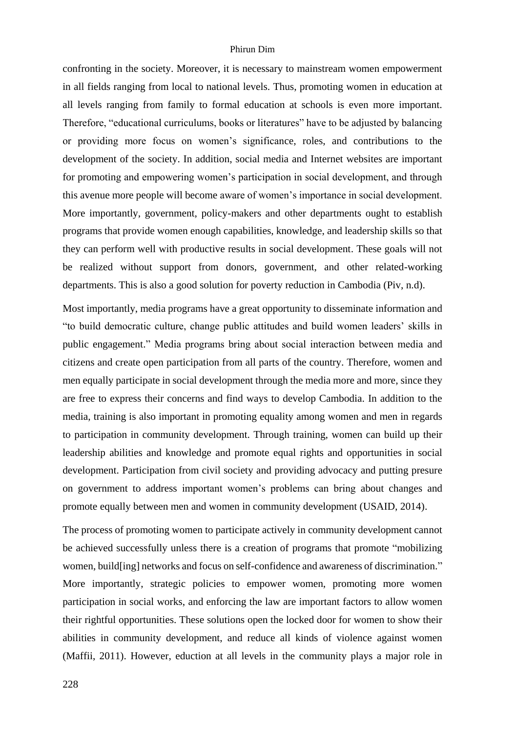confronting in the society. Moreover, it is necessary to mainstream women empowerment in all fields ranging from local to national levels. Thus, promoting women in education at all levels ranging from family to formal education at schools is even more important. Therefore, "educational curriculums, books or literatures" have to be adjusted by balancing or providing more focus on women's significance, roles, and contributions to the development of the society. In addition, social media and Internet websites are important for promoting and empowering women's participation in social development, and through this avenue more people will become aware of women's importance in social development. More importantly, government, policy-makers and other departments ought to establish programs that provide women enough capabilities, knowledge, and leadership skills so that they can perform well with productive results in social development. These goals will not be realized without support from donors, government, and other related-working departments. This is also a good solution for poverty reduction in Cambodia (Piv, n.d).

Most importantly, media programs have a great opportunity to disseminate information and "to build democratic culture, change public attitudes and build women leaders' skills in public engagement." Media programs bring about social interaction between media and citizens and create open participation from all parts of the country. Therefore, women and men equally participate in social development through the media more and more, since they are free to express their concerns and find ways to develop Cambodia. In addition to the media, training is also important in promoting equality among women and men in regards to participation in community development. Through training, women can build up their leadership abilities and knowledge and promote equal rights and opportunities in social development. Participation from civil society and providing advocacy and putting presure on government to address important women's problems can bring about changes and promote equally between men and women in community development (USAID, 2014).

The process of promoting women to participate actively in community development cannot be achieved successfully unless there is a creation of programs that promote "mobilizing women, build[ing] networks and focus on self-confidence and awareness of discrimination." More importantly, strategic policies to empower women, promoting more women participation in social works, and enforcing the law are important factors to allow women their rightful opportunities. These solutions open the locked door for women to show their abilities in community development, and reduce all kinds of violence against women (Maffii, 2011). However, eduction at all levels in the community plays a major role in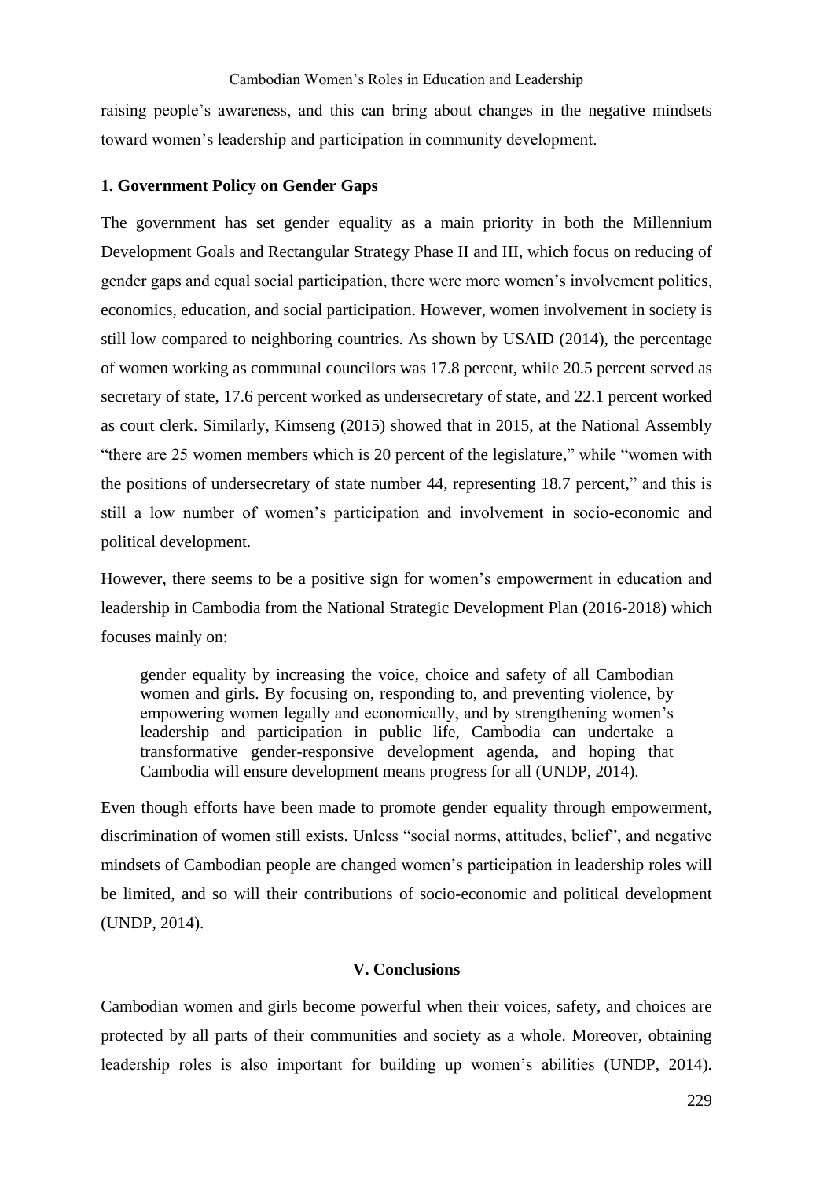raising people's awareness, and this can bring about changes in the negative mindsets toward women's leadership and participation in community development.

### 1. Government Policy on Gender Gaps

The government has set gender equality as a main priority in both the Millennium Development Goals and Rectangular Strategy Phase II and III, which focus on reducing of gender gaps and equal social participation, there were more women's involvement politics, economics, education, and social participation. However, women involvement in society is still low compared to neighboring countries. As shown by USAID (2014), the percentage of women working as communal councilors was 17.8 percent, while 20.5 percent served as secretary of state, 17.6 percent worked as undersecretary of state, and 22.1 percent worked as court clerk. Similarly, Kimseng (2015) showed that in 2015, at the National Assembly "there are 25 women members which is 20 percent of the legislature," while "women with the positions of undersecretary of state number 44, representing 18.7 percent," and this is still a low number of women's participation and involvement in socio-economic and political development.

However, there seems to be a positive sign for women's empowerment in education and leadership in Cambodia from the National Strategic Development Plan (2016-2018) which focuses mainly on:

> gender equality by increasing the voice, choice and safety of all Cambodian women and girls. By focusing on, responding to, and preventing violence, by empowering women legally and economically, and by strengthening women's leadership and participation in public life, Cambodia can undertake a transformative gender-responsive development agenda, and hoping that Cambodia will ensure development means progress for all (UNDP, 2014).

Even though efforts have been made to promote gender equality through empowerment, discrimination of women still exists. Unless "social norms, attitudes, belief", and negative mindsets of Cambodian people are changed women's participation in leadership roles will be limited, and so will their contributions of socio-economic and political development (UNDP, 2014).

## V. Conclusions

Cambodian women and girls become powerful when their voices, safety, and choices are protected by all parts of their communities and society as a whole. Moreover, obtaining leadership roles is also important for building up women's abilities (UNDP, 2014).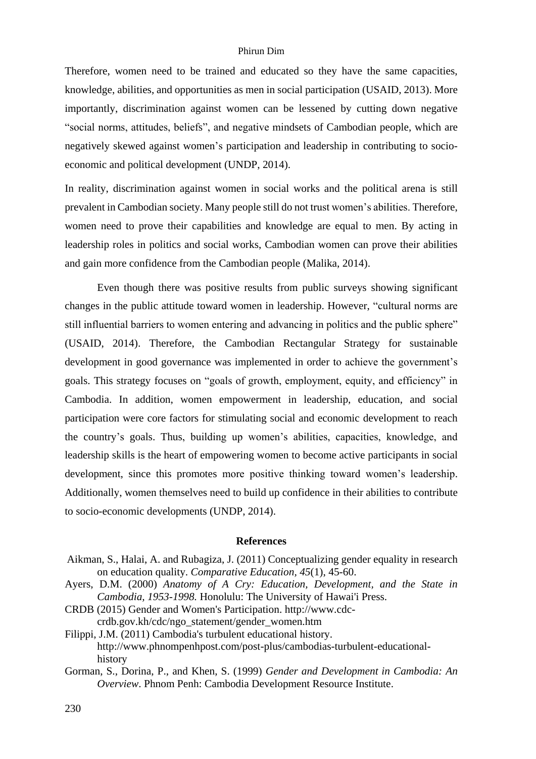Therefore, women need to be trained and educated so they have the same capacities, knowledge, abilities, and opportunities as men in social participation (USAID, 2013). More importantly, discrimination against women can be lessened by cutting down negative "social norms, attitudes, beliefs", and negative mindsets of Cambodian people, which are negatively skewed against women's participation and leadership in contributing to socio-economic and political development (UNDP, 2014).

In reality, discrimination against women in social works and the political arena is still prevalent in Cambodian society. Many people still do not trust women's abilities. Therefore, women need to prove their capabilities and knowledge are equal to men. By acting in leadership roles in politics and social works, Cambodian women can prove their abilities and gain more confidence from the Cambodian people (Malika, 2014).

Even though there was positive results from public surveys showing significant changes in the public attitude toward women in leadership. However, "cultural norms are still influential barriers to women entering and advancing in politics and the public sphere" (USAID, 2014). Therefore, the Cambodian Rectangular Strategy for sustainable development in good governance was implemented in order to achieve the government's goals. This strategy focuses on "goals of growth, employment, equity, and efficiency" in Cambodia. In addition, women empowerment in leadership, education, and social participation were core factors for stimulating social and economic development to reach the country's goals. Thus, building up women's abilities, capacities, knowledge, and leadership skills is the heart of empowering women to become active participants in social development, since this promotes more positive thinking toward women's leadership. Additionally, women themselves need to build up confidence in their abilities to contribute to socio-economic developments (UNDP, 2014).

## References

Aikman, S., Halai, A. and Rubagiza, J. (2011) Conceptualizing gender equality in research on education quality. *Comparative Education*, *45*(1), 45-60.

Ayers, D.M. (2000) *Anatomy of A Cry: Education, Development, and the State in Cambodia, 1953-1998.* Honolulu: The University of Hawai'i Press.

CRDB (2015) Gender and Women's Participation. http://www.cdc-crdb.gov.kh/cdc/ngo_statement/gender_women.htm

Filippi, J.M. (2011) Cambodia's turbulent educational history. http://www.phnompenhpost.com/post-plus/cambodias-turbulent-educational-history

Gorman, S., Dorina, P., and Khen, S. (1999) *Gender and Development in Cambodia: An Overview*. Phnom Penh: Cambodia Development Resource Institute.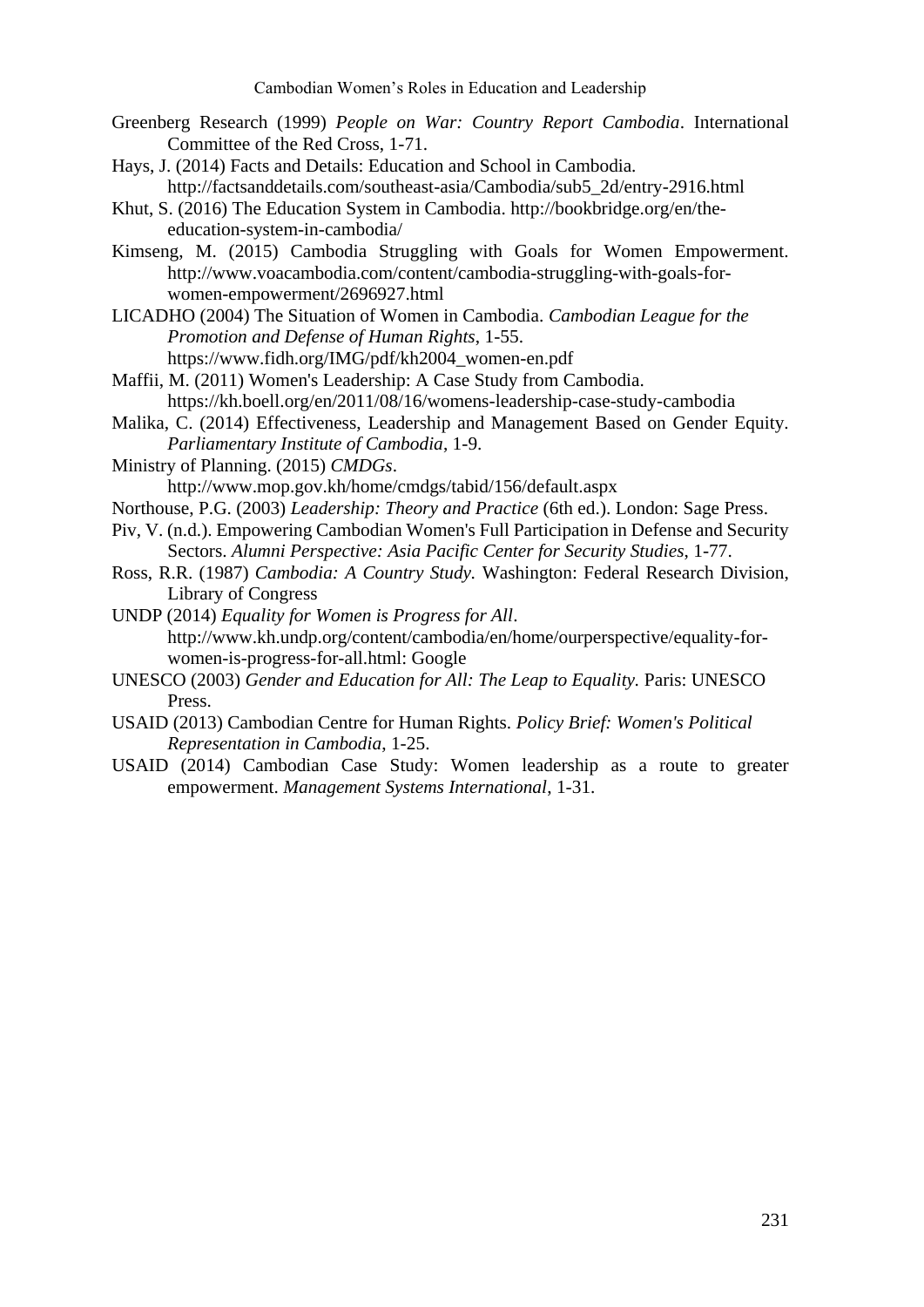Greenberg Research (1999) *People on War: Country Report Cambodia*. International Committee of the Red Cross, 1-71.

Hays, J. (2014) Facts and Details: Education and School in Cambodia. http://factsanddetails.com/southeast-asia/Cambodia/sub5_2d/entry-2916.html

Khut, S. (2016) The Education System in Cambodia. http://bookbridge.org/en/the-education-system-in-cambodia/

Kimseng, M. (2015) Cambodia Struggling with Goals for Women Empowerment. http://www.voacambodia.com/content/cambodia-struggling-with-goals-for-women-empowerment/2696927.html

LICADHO (2004) The Situation of Women in Cambodia. *Cambodian League for the Promotion and Defense of Human Rights*, 1-55. https://www.fidh.org/IMG/pdf/kh2004_women-en.pdf

Maffii, M. (2011) Women's Leadership: A Case Study from Cambodia. https://kh.boell.org/en/2011/08/16/womens-leadership-case-study-cambodia

Malika, C. (2014) Effectiveness, Leadership and Management Based on Gender Equity. *Parliamentary Institute of Cambodia*, 1-9.

Ministry of Planning. (2015) *CMDGs*. http://www.mop.gov.kh/home/cmdgs/tabid/156/default.aspx

Northouse, P.G. (2003) *Leadership: Theory and Practice* (6th ed.). London: Sage Press.

Piv, V. (n.d.). Empowering Cambodian Women's Full Participation in Defense and Security Sectors. *Alumni Perspective: Asia Pacific Center for Security Studies*, 1-77.

Ross, R.R. (1987) *Cambodia: A Country Study*. Washington: Federal Research Division, Library of Congress

UNDP (2014) *Equality for Women is Progress for All*. http://www.kh.undp.org/content/cambodia/en/home/ourperspective/equality-for-women-is-progress-for-all.html: Google

UNESCO (2003) *Gender and Education for All: The Leap to Equality*. Paris: UNESCO Press.

USAID (2013) Cambodian Centre for Human Rights. *Policy Brief: Women's Political Representation in Cambodia*, 1-25.

USAID (2014) Cambodian Case Study: Women leadership as a route to greater empowerment. *Management Systems International*, 1-31.